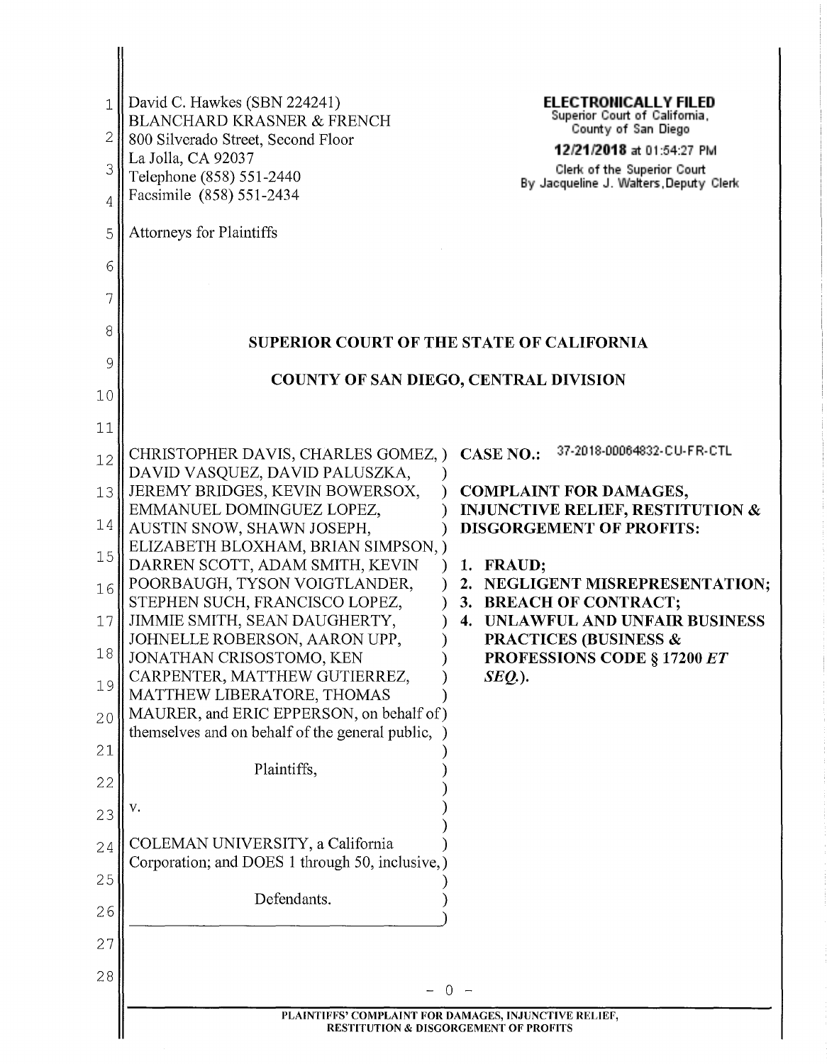David C. Hawkes (SBN 224241)
BLANCHARD KRASNER & FRENCH
800 Silverado Street, Second Floor
La Jolla, CA 92037
Telephone (858) 551-2440
Facsimile (858) 551-2434

Attorneys for Plaintiffs

**ELECTRONICALLY FILED**
Superior Court of California,
County of San Diego
**12/21/2018** at 01:54:27 PM
Clerk of the Superior Court
By Jacqueline J. Walters, Deputy Clerk

**SUPERIOR COURT OF THE STATE OF CALIFORNIA**

**COUNTY OF SAN DIEGO, CENTRAL DIVISION**

CHRISTOPHER DAVIS, CHARLES GOMEZ, DAVID VASQUEZ, DAVID PALUSZKA, JEREMY BRIDGES, KEVIN BOWERSOX, EMMANUEL DOMINGUEZ LOPEZ, AUSTIN SNOW, SHAWN JOSEPH, ELIZABETH BLOXHAM, BRIAN SIMPSON, DARREN SCOTT, ADAM SMITH, KEVIN POORBAUGH, TYSON VOIGTLANDER, STEPHEN SUCH, FRANCISCO LOPEZ, JIMMIE SMITH, SEAN DAUGHERTY, JOHNELLE ROBERSON, AARON UPP, JONATHAN CRISOSTOMO, KEN CARPENTER, MATTHEW GUTIERREZ, MATTHEW LIBERATORE, THOMAS MAURER, and ERIC EPPERSON, on behalf of themselves and on behalf of the general public,

Plaintiffs,

v.

COLEMAN UNIVERSITY, a California Corporation; and DOES 1 through 50, inclusive,

Defendants.

**CASE NO.:** 37-2018-00064832-CU-FR-CTL

**COMPLAINT FOR DAMAGES, INJUNCTIVE RELIEF, RESTITUTION & DISGORGEMENT OF PROFITS:**

1. **FRAUD;**
2. **NEGLIGENT MISREPRESENTATION;**
3. **BREACH OF CONTRACT;**
4. **UNLAWFUL AND UNFAIR BUSINESS PRACTICES (BUSINESS & PROFESSIONS CODE § 17200 *ET SEQ.*).**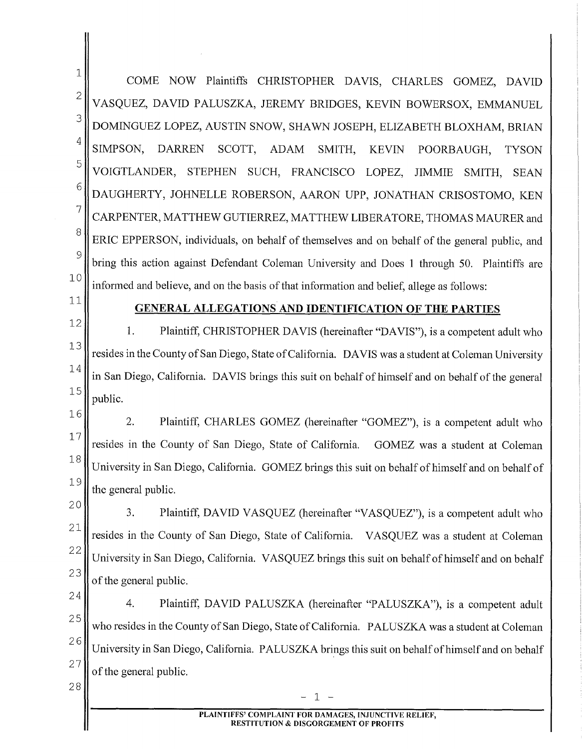COME NOW Plaintiffs CHRISTOPHER DAVIS, CHARLES GOMEZ, DAVID VASQUEZ, DAVID PALUSZKA, JEREMY BRIDGES, KEVIN BOWERSOX, EMMANUEL DOMINGUEZ LOPEZ, AUSTIN SNOW, SHAWN JOSEPH, ELIZABETH BLOXHAM, BRIAN SIMPSON, DARREN SCOTT, ADAM SMITH, KEVIN POORBAUGH, TYSON VOIGTLANDER, STEPHEN SUCH, FRANCISCO LOPEZ, JIMMIE SMITH, SEAN DAUGHERTY, JOHNELLE ROBERSON, AARON UPP, JONATHAN CRISOSTOMO, KEN CARPENTER, MATTHEW GUTIERREZ, MATTHEW LIBERATORE, THOMAS MAURER and ERIC EPPERSON, individuals, on behalf of themselves and on behalf of the general public, and bring this action against Defendant Coleman University and Does 1 through 50. Plaintiffs are informed and believe, and on the basis of that information and belief, allege as follows:

## GENERAL ALLEGATIONS AND IDENTIFICATION OF THE PARTIES

1. Plaintiff, CHRISTOPHER DAVIS (hereinafter "DAVIS"), is a competent adult who resides in the County of San Diego, State of California. DAVIS was a student at Coleman University in San Diego, California. DAVIS brings this suit on behalf of himself and on behalf of the general public.

2. Plaintiff, CHARLES GOMEZ (hereinafter "GOMEZ"), is a competent adult who resides in the County of San Diego, State of California. GOMEZ was a student at Coleman University in San Diego, California. GOMEZ brings this suit on behalf of himself and on behalf of the general public.

3. Plaintiff, DAVID VASQUEZ (hereinafter "VASQUEZ"), is a competent adult who resides in the County of San Diego, State of California. VASQUEZ was a student at Coleman University in San Diego, California. VASQUEZ brings this suit on behalf of himself and on behalf of the general public.

4. Plaintiff, DAVID PALUSZKA (hereinafter "PALUSZKA"), is a competent adult who resides in the County of San Diego, State of California. PALUSZKA was a student at Coleman University in San Diego, California. PALUSZKA brings this suit on behalf of himself and on behalf of the general public.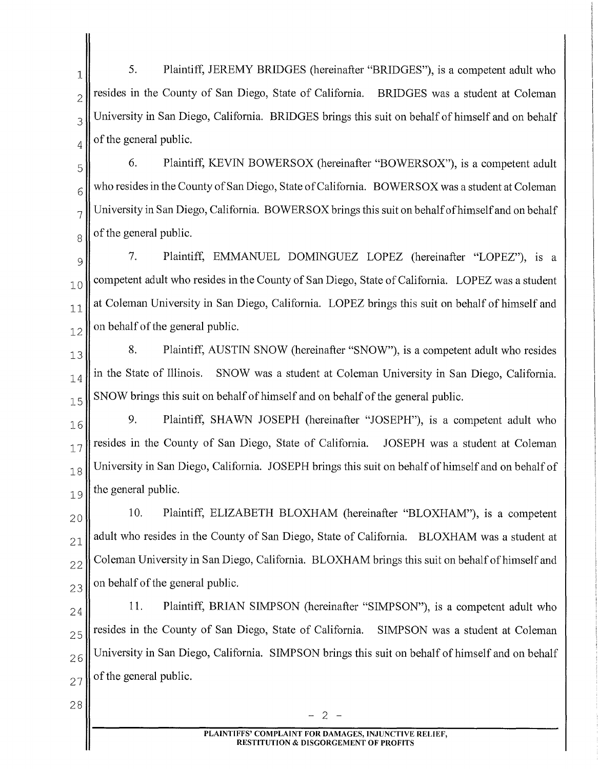5. Plaintiff, JEREMY BRIDGES (hereinafter "BRIDGES"), is a competent adult who resides in the County of San Diego, State of California. BRIDGES was a student at Coleman University in San Diego, California. BRIDGES brings this suit on behalf of himself and on behalf of the general public.

6. Plaintiff, KEVIN BOWERSOX (hereinafter "BOWERSOX"), is a competent adult who resides in the County of San Diego, State of California. BOWERSOX was a student at Coleman University in San Diego, California. BOWERSOX brings this suit on behalf of himself and on behalf of the general public.

7. Plaintiff, EMMANUEL DOMINGUEZ LOPEZ (hereinafter "LOPEZ"), is a competent adult who resides in the County of San Diego, State of California. LOPEZ was a student at Coleman University in San Diego, California. LOPEZ brings this suit on behalf of himself and on behalf of the general public.

8. Plaintiff, AUSTIN SNOW (hereinafter "SNOW"), is a competent adult who resides in the State of Illinois. SNOW was a student at Coleman University in San Diego, California. SNOW brings this suit on behalf of himself and on behalf of the general public.

9. Plaintiff, SHAWN JOSEPH (hereinafter "JOSEPH"), is a competent adult who resides in the County of San Diego, State of California. JOSEPH was a student at Coleman University in San Diego, California. JOSEPH brings this suit on behalf of himself and on behalf of the general public.

10. Plaintiff, ELIZABETH BLOXHAM (hereinafter "BLOXHAM"), is a competent adult who resides in the County of San Diego, State of California. BLOXHAM was a student at Coleman University in San Diego, California. BLOXHAM brings this suit on behalf of himself and on behalf of the general public.

11. Plaintiff, BRIAN SIMPSON (hereinafter "SIMPSON"), is a competent adult who resides in the County of San Diego, State of California. SIMPSON was a student at Coleman University in San Diego, California. SIMPSON brings this suit on behalf of himself and on behalf of the general public.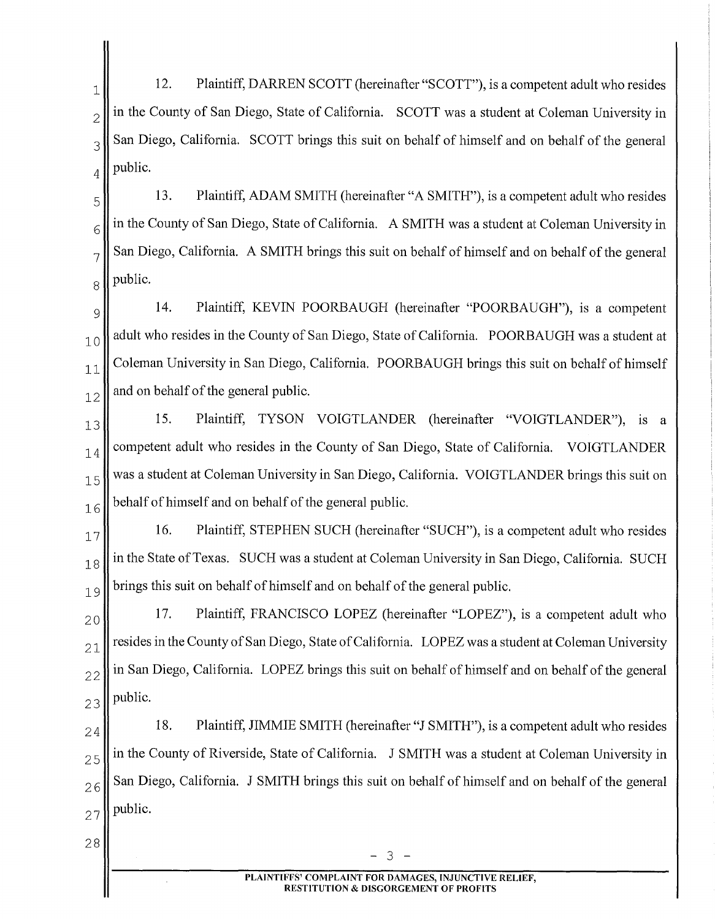12. Plaintiff, DARREN SCOTT (hereinafter "SCOTT"), is a competent adult who resides in the County of San Diego, State of California. SCOTT was a student at Coleman University in San Diego, California. SCOTT brings this suit on behalf of himself and on behalf of the general public.

13. Plaintiff, ADAM SMITH (hereinafter "A SMITH"), is a competent adult who resides in the County of San Diego, State of California. A SMITH was a student at Coleman University in San Diego, California. A SMITH brings this suit on behalf of himself and on behalf of the general public.

14. Plaintiff, KEVIN POORBAUGH (hereinafter "POORBAUGH"), is a competent adult who resides in the County of San Diego, State of California. POORBAUGH was a student at Coleman University in San Diego, California. POORBAUGH brings this suit on behalf of himself and on behalf of the general public.

15. Plaintiff, TYSON VOIGTLANDER (hereinafter "VOIGTLANDER"), is a competent adult who resides in the County of San Diego, State of California. VOIGTLANDER was a student at Coleman University in San Diego, California. VOIGTLANDER brings this suit on behalf of himself and on behalf of the general public.

16. Plaintiff, STEPHEN SUCH (hereinafter "SUCH"), is a competent adult who resides in the State of Texas. SUCH was a student at Coleman University in San Diego, California. SUCH brings this suit on behalf of himself and on behalf of the general public.

17. Plaintiff, FRANCISCO LOPEZ (hereinafter "LOPEZ"), is a competent adult who resides in the County of San Diego, State of California. LOPEZ was a student at Coleman University in San Diego, California. LOPEZ brings this suit on behalf of himself and on behalf of the general public.

18. Plaintiff, JIMMIE SMITH (hereinafter "J SMITH"), is a competent adult who resides in the County of Riverside, State of California. J SMITH was a student at Coleman University in San Diego, California. J SMITH brings this suit on behalf of himself and on behalf of the general public.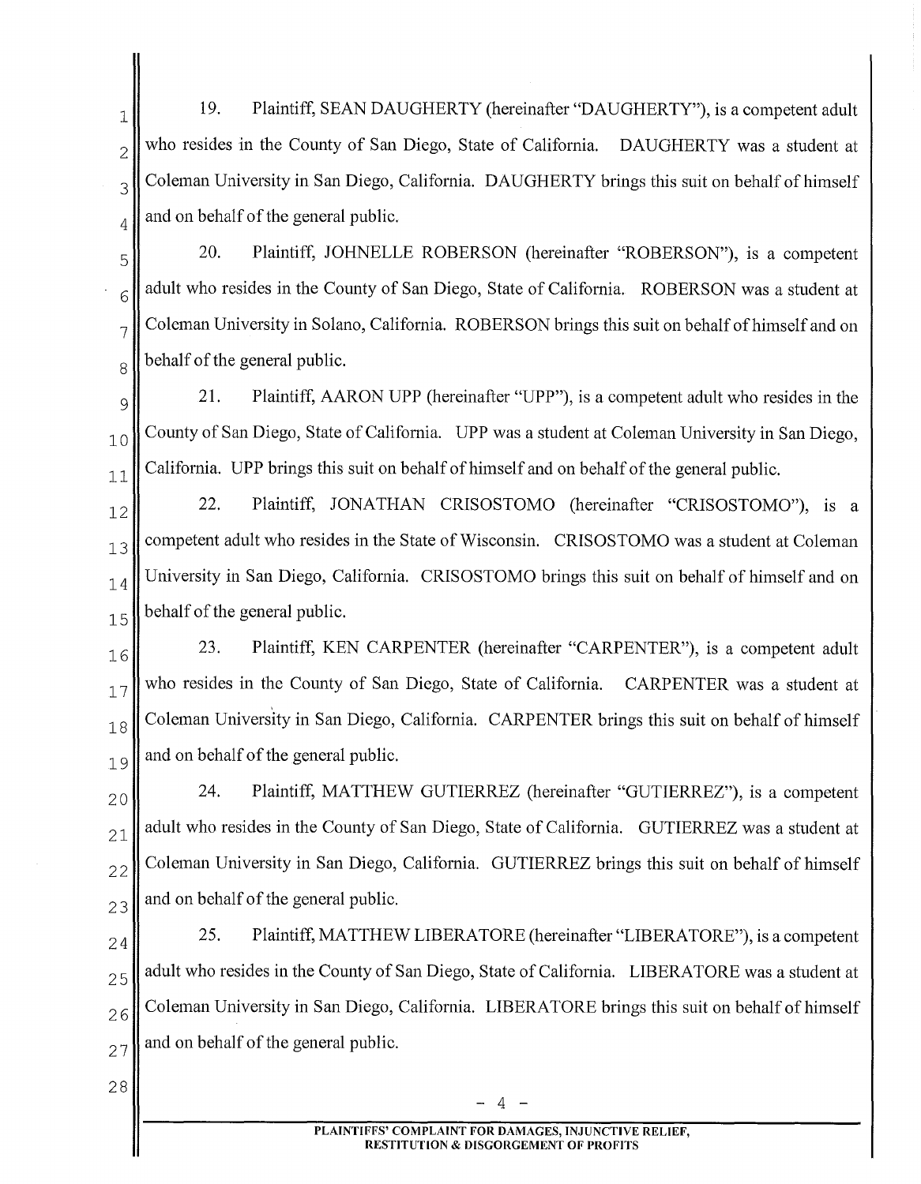19. Plaintiff, SEAN DAUGHERTY (hereinafter "DAUGHERTY"), is a competent adult who resides in the County of San Diego, State of California. DAUGHERTY was a student at Coleman University in San Diego, California. DAUGHERTY brings this suit on behalf of himself and on behalf of the general public.

20. Plaintiff, JOHNELLE ROBERSON (hereinafter "ROBERSON"), is a competent adult who resides in the County of San Diego, State of California. ROBERSON was a student at Coleman University in Solano, California. ROBERSON brings this suit on behalf of himself and on behalf of the general public.

21. Plaintiff, AARON UPP (hereinafter "UPP"), is a competent adult who resides in the County of San Diego, State of California. UPP was a student at Coleman University in San Diego, California. UPP brings this suit on behalf of himself and on behalf of the general public.

22. Plaintiff, JONATHAN CRISOSTOMO (hereinafter "CRISOSTOMO"), is a competent adult who resides in the State of Wisconsin. CRISOSTOMO was a student at Coleman University in San Diego, California. CRISOSTOMO brings this suit on behalf of himself and on behalf of the general public.

23. Plaintiff, KEN CARPENTER (hereinafter "CARPENTER"), is a competent adult who resides in the County of San Diego, State of California. CARPENTER was a student at Coleman University in San Diego, California. CARPENTER brings this suit on behalf of himself and on behalf of the general public.

24. Plaintiff, MATTHEW GUTIERREZ (hereinafter "GUTIERREZ"), is a competent adult who resides in the County of San Diego, State of California. GUTIERREZ was a student at Coleman University in San Diego, California. GUTIERREZ brings this suit on behalf of himself and on behalf of the general public.

25. Plaintiff, MATTHEW LIBERATORE (hereinafter "LIBERATORE"), is a competent adult who resides in the County of San Diego, State of California. LIBERATORE was a student at Coleman University in San Diego, California. LIBERATORE brings this suit on behalf of himself and on behalf of the general public.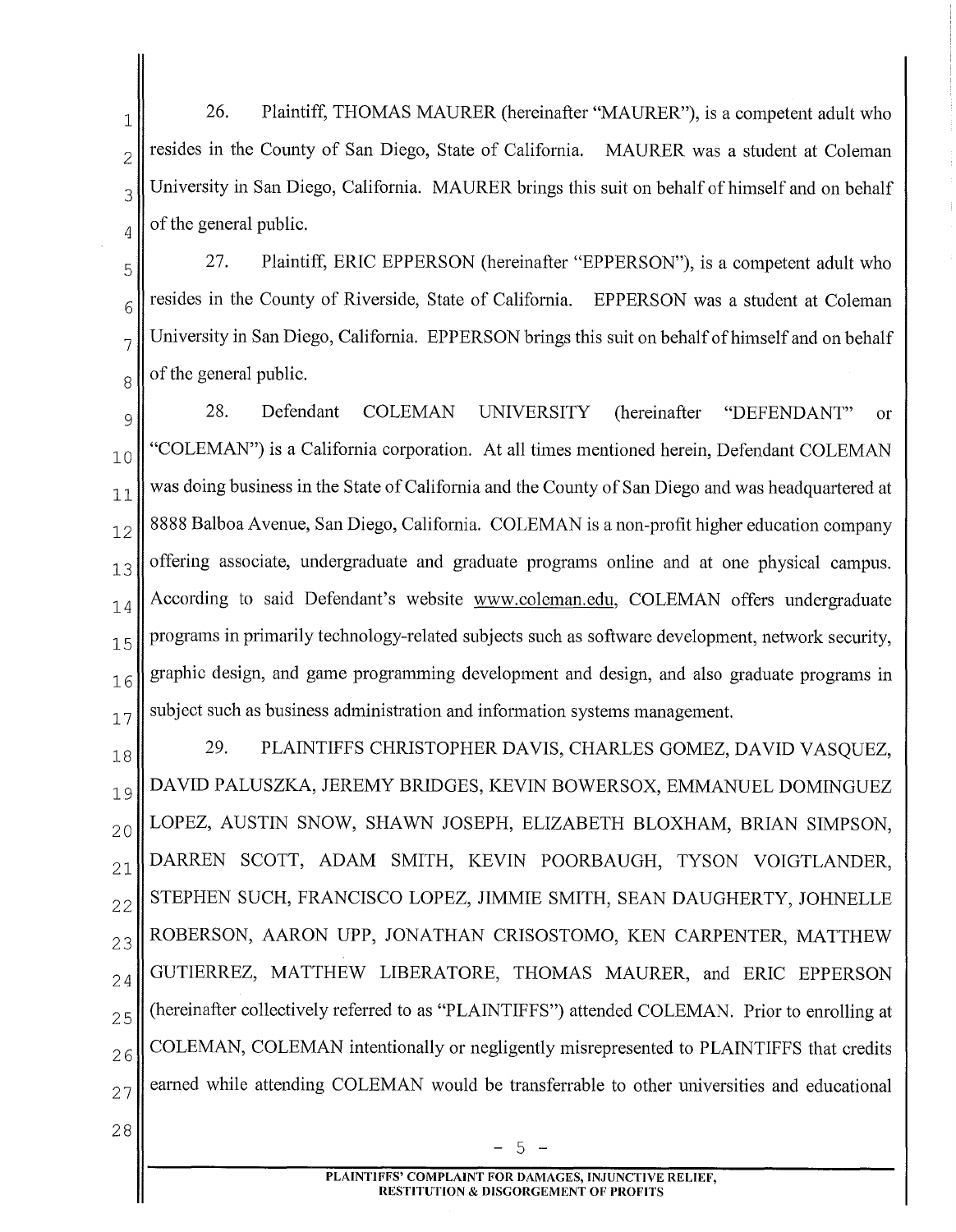26. Plaintiff, THOMAS MAURER (hereinafter "MAURER"), is a competent adult who resides in the County of San Diego, State of California. MAURER was a student at Coleman University in San Diego, California. MAURER brings this suit on behalf of himself and on behalf of the general public.

27. Plaintiff, ERIC EPPERSON (hereinafter "EPPERSON"), is a competent adult who resides in the County of Riverside, State of California. EPPERSON was a student at Coleman University in San Diego, California. EPPERSON brings this suit on behalf of himself and on behalf of the general public.

28. Defendant COLEMAN UNIVERSITY (hereinafter "DEFENDANT" or "COLEMAN") is a California corporation. At all times mentioned herein, Defendant COLEMAN was doing business in the State of California and the County of San Diego and was headquartered at 8888 Balboa Avenue, San Diego, California. COLEMAN is a non-profit higher education company offering associate, undergraduate and graduate programs online and at one physical campus. According to said Defendant's website www.coleman.edu, COLEMAN offers undergraduate programs in primarily technology-related subjects such as software development, network security, graphic design, and game programming development and design, and also graduate programs in subject such as business administration and information systems management.

29. PLAINTIFFS CHRISTOPHER DAVIS, CHARLES GOMEZ, DAVID VASQUEZ, DAVID PALUSZKA, JEREMY BRIDGES, KEVIN BOWERSOX, EMMANUEL DOMINGUEZ LOPEZ, AUSTIN SNOW, SHAWN JOSEPH, ELIZABETH BLOXHAM, BRIAN SIMPSON, DARREN SCOTT, ADAM SMITH, KEVIN POORBAUGH, TYSON VOIGTLANDER, STEPHEN SUCH, FRANCISCO LOPEZ, JIMMIE SMITH, SEAN DAUGHERTY, JOHNELLE ROBERSON, AARON UPP, JONATHAN CRISOSTOMO, KEN CARPENTER, MATTHEW GUTIERREZ, MATTHEW LIBERATORE, THOMAS MAURER, and ERIC EPPERSON (hereinafter collectively referred to as "PLAINTIFFS") attended COLEMAN. Prior to enrolling at COLEMAN, COLEMAN intentionally or negligently misrepresented to PLAINTIFFS that credits earned while attending COLEMAN would be transferrable to other universities and educational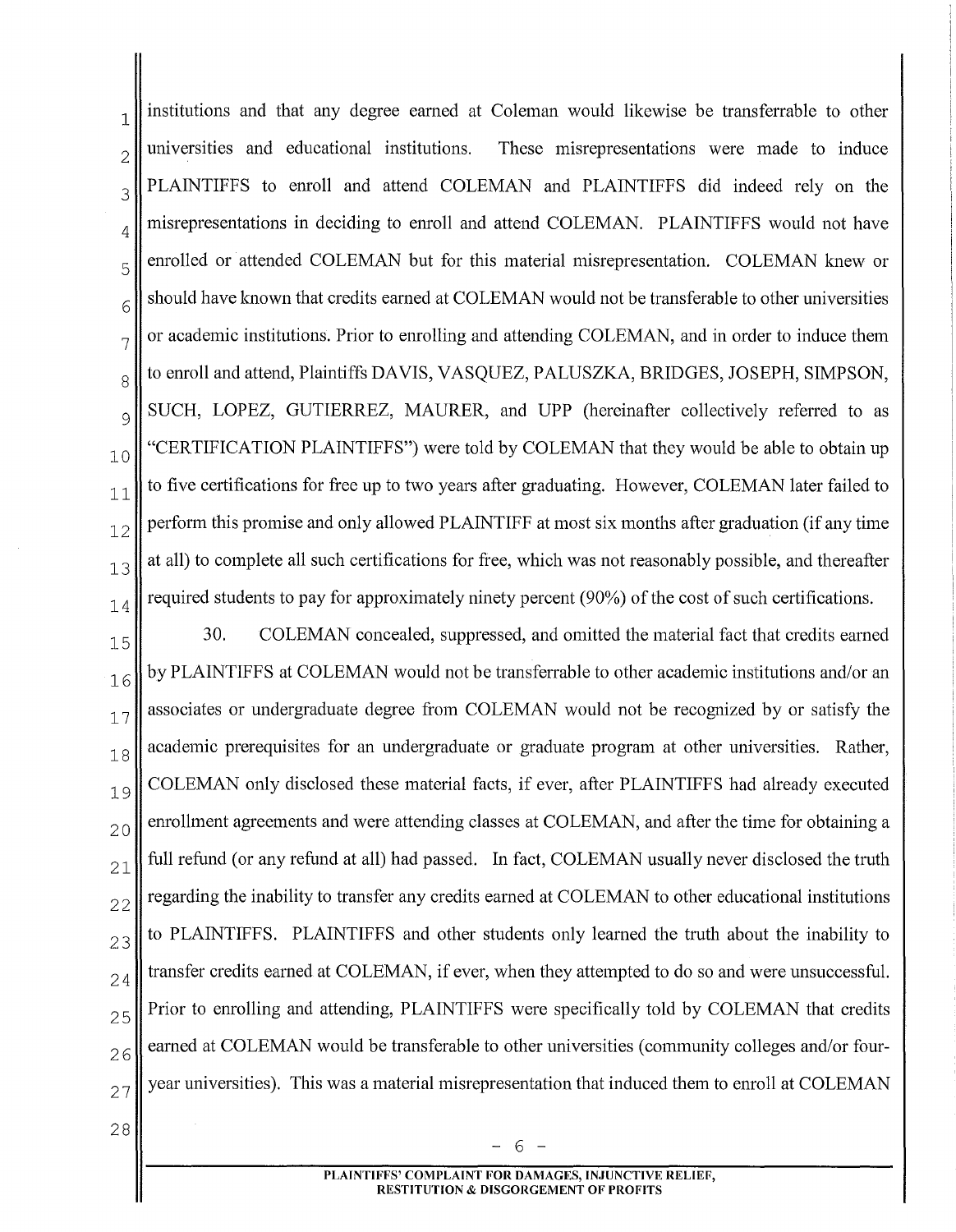institutions and that any degree earned at Coleman would likewise be transferrable to other universities and educational institutions. These misrepresentations were made to induce PLAINTIFFS to enroll and attend COLEMAN and PLAINTIFFS did indeed rely on the misrepresentations in deciding to enroll and attend COLEMAN. PLAINTIFFS would not have enrolled or attended COLEMAN but for this material misrepresentation. COLEMAN knew or should have known that credits earned at COLEMAN would not be transferable to other universities or academic institutions. Prior to enrolling and attending COLEMAN, and in order to induce them to enroll and attend, Plaintiffs DAVIS, VASQUEZ, PALUSZKA, BRIDGES, JOSEPH, SIMPSON, SUCH, LOPEZ, GUTIERREZ, MAURER, and UPP (hereinafter collectively referred to as "CERTIFICATION PLAINTIFFS") were told by COLEMAN that they would be able to obtain up to five certifications for free up to two years after graduating. However, COLEMAN later failed to perform this promise and only allowed PLAINTIFF at most six months after graduation (if any time at all) to complete all such certifications for free, which was not reasonably possible, and thereafter required students to pay for approximately ninety percent (90%) of the cost of such certifications.

30. COLEMAN concealed, suppressed, and omitted the material fact that credits earned by PLAINTIFFS at COLEMAN would not be transferrable to other academic institutions and/or an associates or undergraduate degree from COLEMAN would not be recognized by or satisfy the academic prerequisites for an undergraduate or graduate program at other universities. Rather, COLEMAN only disclosed these material facts, if ever, after PLAINTIFFS had already executed enrollment agreements and were attending classes at COLEMAN, and after the time for obtaining a full refund (or any refund at all) had passed. In fact, COLEMAN usually never disclosed the truth regarding the inability to transfer any credits earned at COLEMAN to other educational institutions to PLAINTIFFS. PLAINTIFFS and other students only learned the truth about the inability to transfer credits earned at COLEMAN, if ever, when they attempted to do so and were unsuccessful. Prior to enrolling and attending, PLAINTIFFS were specifically told by COLEMAN that credits earned at COLEMAN would be transferable to other universities (community colleges and/or four-year universities). This was a material misrepresentation that induced them to enroll at COLEMAN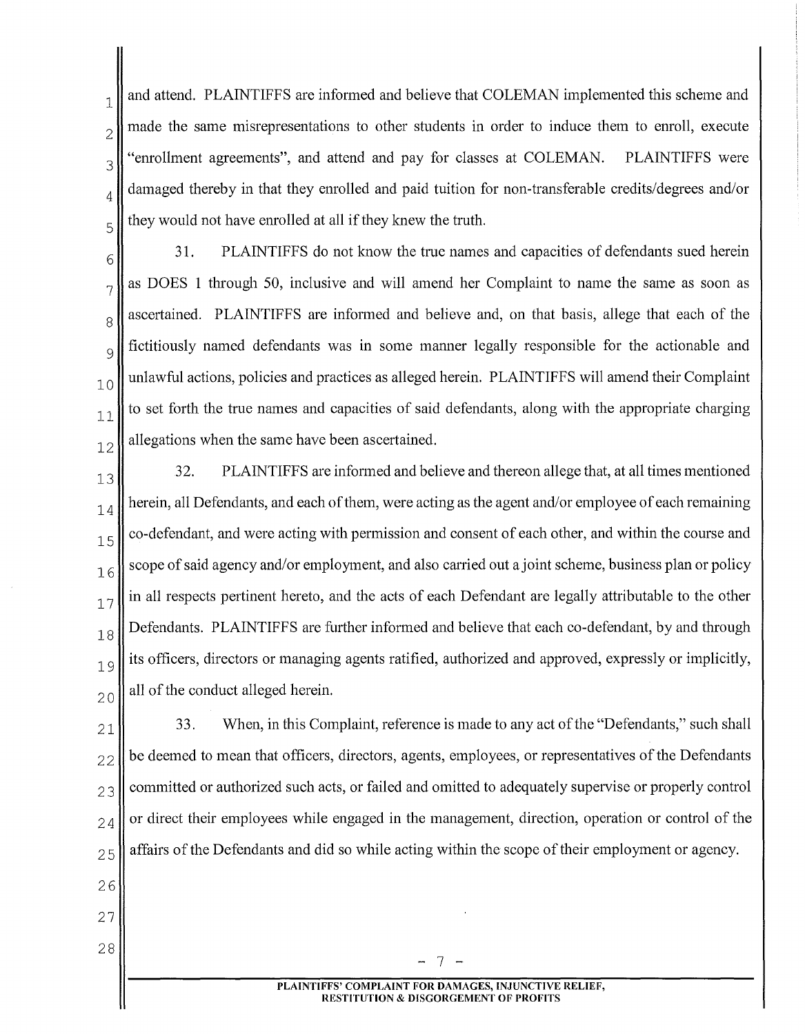and attend. PLAINTIFFS are informed and believe that COLEMAN implemented this scheme and made the same misrepresentations to other students in order to induce them to enroll, execute "enrollment agreements", and attend and pay for classes at COLEMAN. PLAINTIFFS were damaged thereby in that they enrolled and paid tuition for non-transferable credits/degrees and/or they would not have enrolled at all if they knew the truth.

31. PLAINTIFFS do not know the true names and capacities of defendants sued herein as DOES 1 through 50, inclusive and will amend her Complaint to name the same as soon as ascertained. PLAINTIFFS are informed and believe and, on that basis, allege that each of the fictitiously named defendants was in some manner legally responsible for the actionable and unlawful actions, policies and practices as alleged herein. PLAINTIFFS will amend their Complaint to set forth the true names and capacities of said defendants, along with the appropriate charging allegations when the same have been ascertained.

32. PLAINTIFFS are informed and believe and thereon allege that, at all times mentioned herein, all Defendants, and each of them, were acting as the agent and/or employee of each remaining co-defendant, and were acting with permission and consent of each other, and within the course and scope of said agency and/or employment, and also carried out a joint scheme, business plan or policy in all respects pertinent hereto, and the acts of each Defendant are legally attributable to the other Defendants. PLAINTIFFS are further informed and believe that each co-defendant, by and through its officers, directors or managing agents ratified, authorized and approved, expressly or implicitly, all of the conduct alleged herein.

33. When, in this Complaint, reference is made to any act of the "Defendants," such shall be deemed to mean that officers, directors, agents, employees, or representatives of the Defendants committed or authorized such acts, or failed and omitted to adequately supervise or properly control or direct their employees while engaged in the management, direction, operation or control of the affairs of the Defendants and did so while acting within the scope of their employment or agency.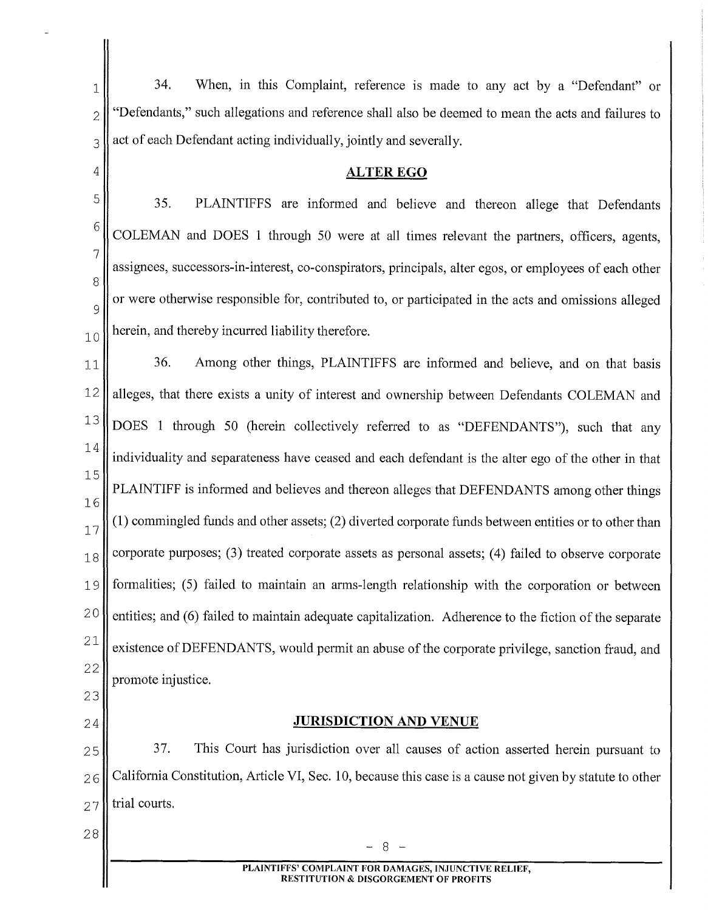34. When, in this Complaint, reference is made to any act by a "Defendant" or "Defendants," such allegations and reference shall also be deemed to mean the acts and failures to act of each Defendant acting individually, jointly and severally.

## ALTER EGO

35. PLAINTIFFS are informed and believe and thereon allege that Defendants COLEMAN and DOES 1 through 50 were at all times relevant the partners, officers, agents, assignees, successors-in-interest, co-conspirators, principals, alter egos, or employees of each other or were otherwise responsible for, contributed to, or participated in the acts and omissions alleged herein, and thereby incurred liability therefore.

36. Among other things, PLAINTIFFS are informed and believe, and on that basis alleges, that there exists a unity of interest and ownership between Defendants COLEMAN and DOES 1 through 50 (herein collectively referred to as "DEFENDANTS"), such that any individuality and separateness have ceased and each defendant is the alter ego of the other in that PLAINTIFF is informed and believes and thereon alleges that DEFENDANTS among other things (1) commingled funds and other assets; (2) diverted corporate funds between entities or to other than corporate purposes; (3) treated corporate assets as personal assets; (4) failed to observe corporate formalities; (5) failed to maintain an arms-length relationship with the corporation or between entities; and (6) failed to maintain adequate capitalization. Adherence to the fiction of the separate existence of DEFENDANTS, would permit an abuse of the corporate privilege, sanction fraud, and promote injustice.

## JURISDICTION AND VENUE

37. This Court has jurisdiction over all causes of action asserted herein pursuant to California Constitution, Article VI, Sec. 10, because this case is a cause not given by statute to other trial courts.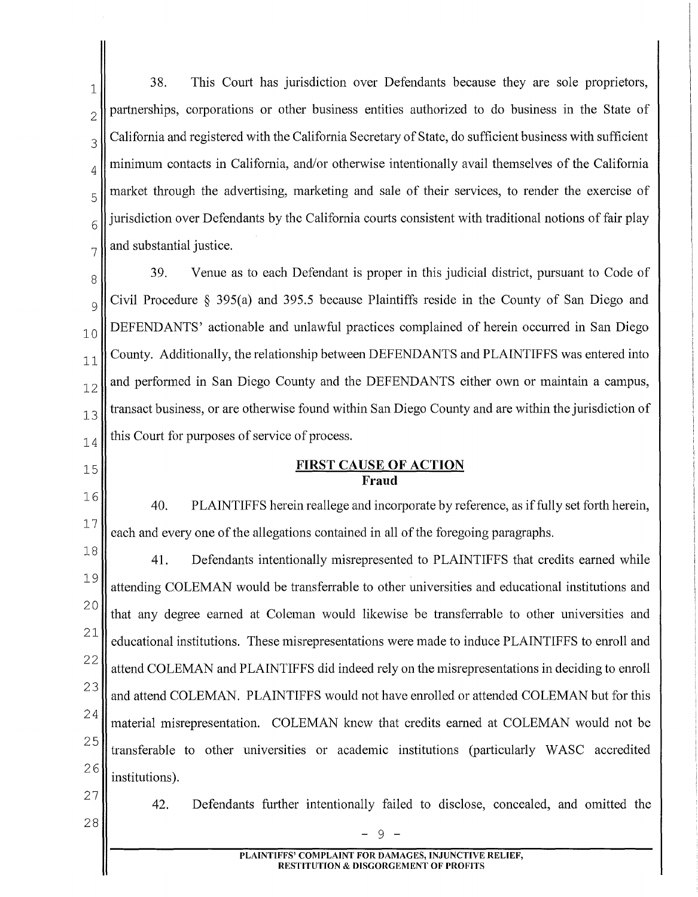38. This Court has jurisdiction over Defendants because they are sole proprietors, partnerships, corporations or other business entities authorized to do business in the State of California and registered with the California Secretary of State, do sufficient business with sufficient minimum contacts in California, and/or otherwise intentionally avail themselves of the California market through the advertising, marketing and sale of their services, to render the exercise of jurisdiction over Defendants by the California courts consistent with traditional notions of fair play and substantial justice.

39. Venue as to each Defendant is proper in this judicial district, pursuant to Code of Civil Procedure § 395(a) and 395.5 because Plaintiffs reside in the County of San Diego and DEFENDANTS' actionable and unlawful practices complained of herein occurred in San Diego County. Additionally, the relationship between DEFENDANTS and PLAINTIFFS was entered into and performed in San Diego County and the DEFENDANTS either own or maintain a campus, transact business, or are otherwise found within San Diego County and are within the jurisdiction of this Court for purposes of service of process.

## FIRST CAUSE OF ACTION
**Fraud**

40. PLAINTIFFS herein reallege and incorporate by reference, as if fully set forth herein, each and every one of the allegations contained in all of the foregoing paragraphs.

41. Defendants intentionally misrepresented to PLAINTIFFS that credits earned while attending COLEMAN would be transferrable to other universities and educational institutions and that any degree earned at Coleman would likewise be transferrable to other universities and educational institutions. These misrepresentations were made to induce PLAINTIFFS to enroll and attend COLEMAN and PLAINTIFFS did indeed rely on the misrepresentations in deciding to enroll and attend COLEMAN. PLAINTIFFS would not have enrolled or attended COLEMAN but for this material misrepresentation. COLEMAN knew that credits earned at COLEMAN would not be transferable to other universities or academic institutions (particularly WASC accredited institutions).

42. Defendants further intentionally failed to disclose, concealed, and omitted the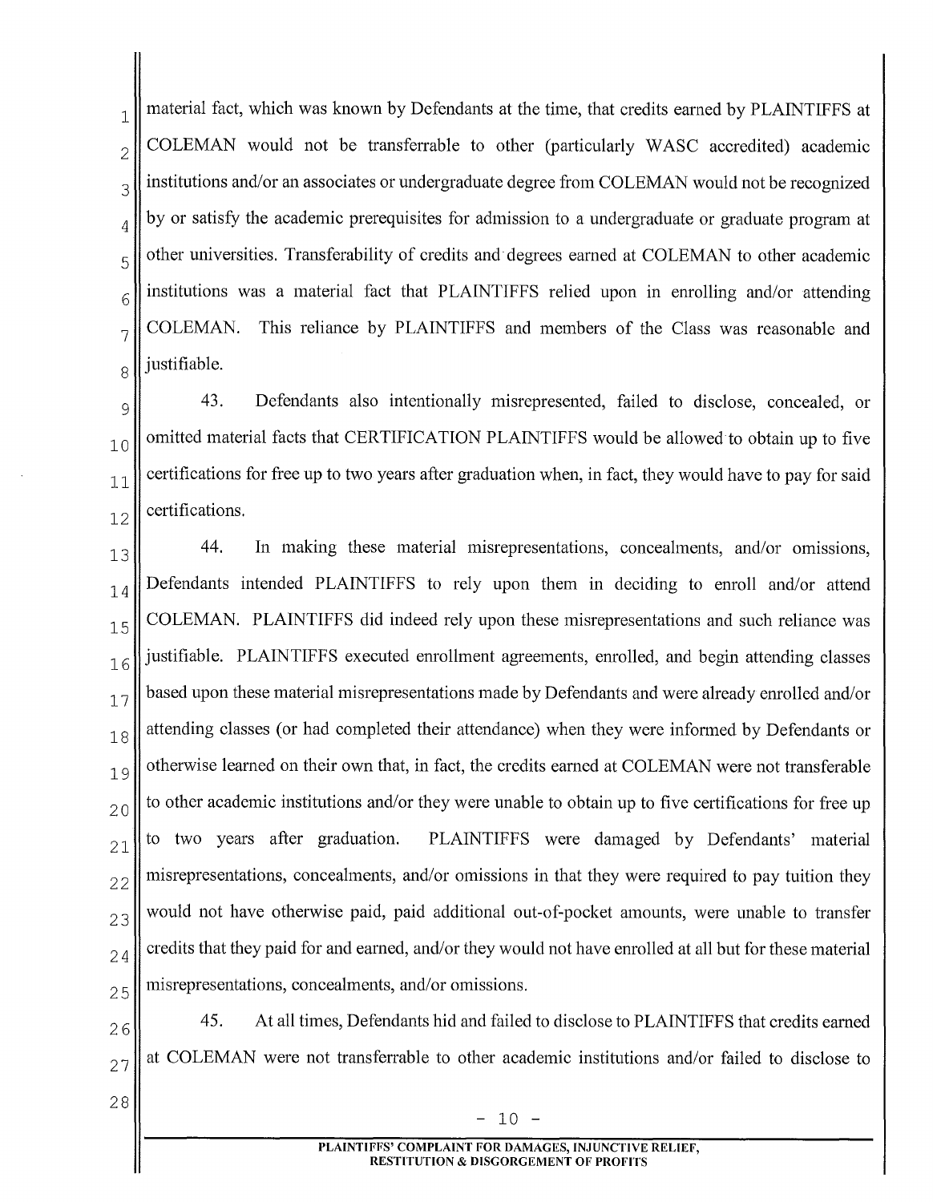material fact, which was known by Defendants at the time, that credits earned by PLAINTIFFS at COLEMAN would not be transferrable to other (particularly WASC accredited) academic institutions and/or an associates or undergraduate degree from COLEMAN would not be recognized by or satisfy the academic prerequisites for admission to a undergraduate or graduate program at other universities. Transferability of credits and degrees earned at COLEMAN to other academic institutions was a material fact that PLAINTIFFS relied upon in enrolling and/or attending COLEMAN. This reliance by PLAINTIFFS and members of the Class was reasonable and justifiable.

43. Defendants also intentionally misrepresented, failed to disclose, concealed, or omitted material facts that CERTIFICATION PLAINTIFFS would be allowed to obtain up to five certifications for free up to two years after graduation when, in fact, they would have to pay for said certifications.

44. In making these material misrepresentations, concealments, and/or omissions, Defendants intended PLAINTIFFS to rely upon them in deciding to enroll and/or attend COLEMAN. PLAINTIFFS did indeed rely upon these misrepresentations and such reliance was justifiable. PLAINTIFFS executed enrollment agreements, enrolled, and begin attending classes based upon these material misrepresentations made by Defendants and were already enrolled and/or attending classes (or had completed their attendance) when they were informed by Defendants or otherwise learned on their own that, in fact, the credits earned at COLEMAN were not transferable to other academic institutions and/or they were unable to obtain up to five certifications for free up to two years after graduation. PLAINTIFFS were damaged by Defendants' material misrepresentations, concealments, and/or omissions in that they were required to pay tuition they would not have otherwise paid, paid additional out-of-pocket amounts, were unable to transfer credits that they paid for and earned, and/or they would not have enrolled at all but for these material misrepresentations, concealments, and/or omissions.

45. At all times, Defendants hid and failed to disclose to PLAINTIFFS that credits earned at COLEMAN were not transferrable to other academic institutions and/or failed to disclose to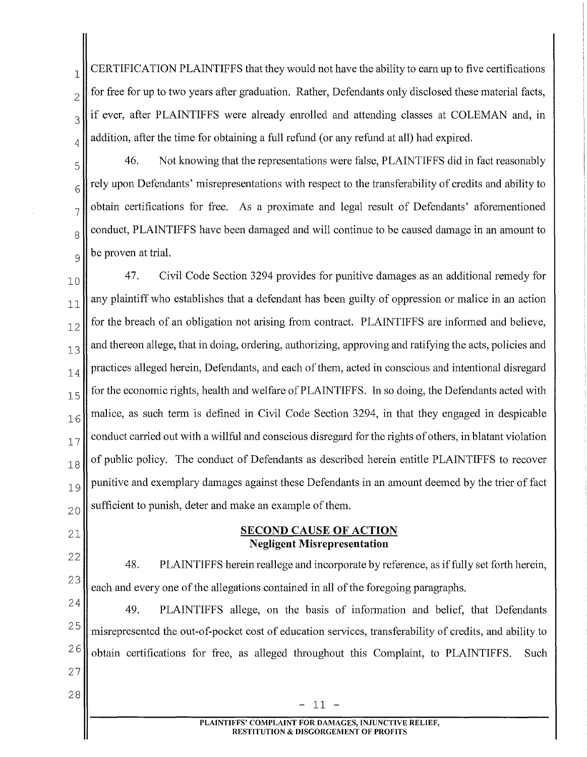CERTIFICATION PLAINTIFFS that they would not have the ability to earn up to five certifications for free for up to two years after graduation. Rather, Defendants only disclosed these material facts, if ever, after PLAINTIFFS were already enrolled and attending classes at COLEMAN and, in addition, after the time for obtaining a full refund (or any refund at all) had expired.

46. Not knowing that the representations were false, PLAINTIFFS did in fact reasonably rely upon Defendants' misrepresentations with respect to the transferability of credits and ability to obtain certifications for free. As a proximate and legal result of Defendants' aforementioned conduct, PLAINTIFFS have been damaged and will continue to be caused damage in an amount to be proven at trial.

47. Civil Code Section 3294 provides for punitive damages as an additional remedy for any plaintiff who establishes that a defendant has been guilty of oppression or malice in an action for the breach of an obligation not arising from contract. PLAINTIFFS are informed and believe, and thereon allege, that in doing, ordering, authorizing, approving and ratifying the acts, policies and practices alleged herein, Defendants, and each of them, acted in conscious and intentional disregard for the economic rights, health and welfare of PLAINTIFFS. In so doing, the Defendants acted with malice, as such term is defined in Civil Code Section 3294, in that they engaged in despicable conduct carried out with a willful and conscious disregard for the rights of others, in blatant violation of public policy. The conduct of Defendants as described herein entitle PLAINTIFFS to recover punitive and exemplary damages against these Defendants in an amount deemed by the trier of fact sufficient to punish, deter and make an example of them.

## SECOND CAUSE OF ACTION
### Negligent Misrepresentation

48. PLAINTIFFS herein reallege and incorporate by reference, as if fully set forth herein, each and every one of the allegations contained in all of the foregoing paragraphs.

49. PLAINTIFFS allege, on the basis of information and belief, that Defendants misrepresented the out-of-pocket cost of education services, transferability of credits, and ability to obtain certifications for free, as alleged throughout this Complaint, to PLAINTIFFS. Such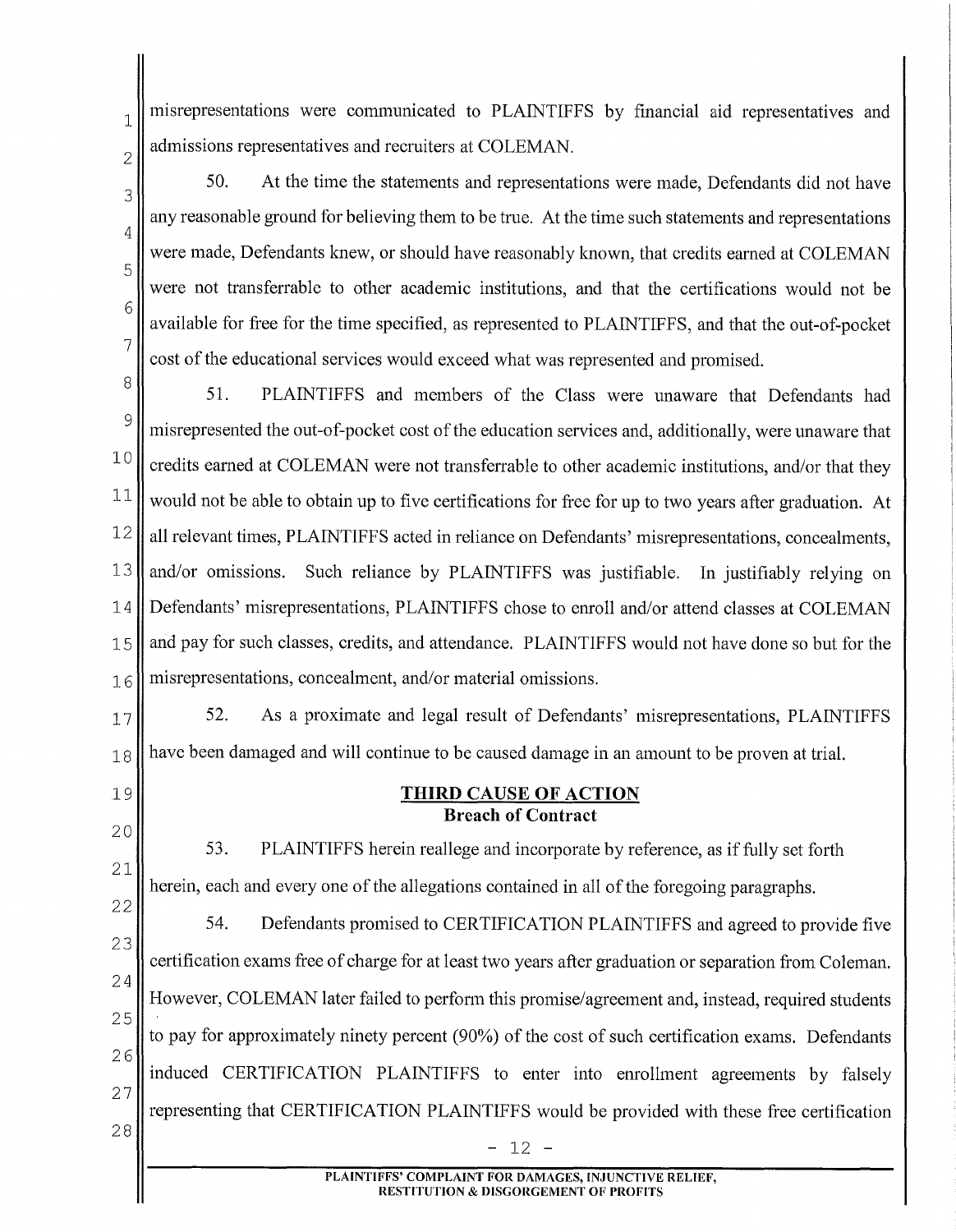misrepresentations were communicated to PLAINTIFFS by financial aid representatives and admissions representatives and recruiters at COLEMAN.

50. At the time the statements and representations were made, Defendants did not have any reasonable ground for believing them to be true. At the time such statements and representations were made, Defendants knew, or should have reasonably known, that credits earned at COLEMAN were not transferrable to other academic institutions, and that the certifications would not be available for free for the time specified, as represented to PLAINTIFFS, and that the out-of-pocket cost of the educational services would exceed what was represented and promised.

51. PLAINTIFFS and members of the Class were unaware that Defendants had misrepresented the out-of-pocket cost of the education services and, additionally, were unaware that credits earned at COLEMAN were not transferrable to other academic institutions, and/or that they would not be able to obtain up to five certifications for free for up to two years after graduation. At all relevant times, PLAINTIFFS acted in reliance on Defendants' misrepresentations, concealments, and/or omissions. Such reliance by PLAINTIFFS was justifiable. In justifiably relying on Defendants' misrepresentations, PLAINTIFFS chose to enroll and/or attend classes at COLEMAN and pay for such classes, credits, and attendance. PLAINTIFFS would not have done so but for the misrepresentations, concealment, and/or material omissions.

52. As a proximate and legal result of Defendants' misrepresentations, PLAINTIFFS have been damaged and will continue to be caused damage in an amount to be proven at trial.

## THIRD CAUSE OF ACTION
**Breach of Contract**

53. PLAINTIFFS herein reallege and incorporate by reference, as if fully set forth herein, each and every one of the allegations contained in all of the foregoing paragraphs.

54. Defendants promised to CERTIFICATION PLAINTIFFS and agreed to provide five certification exams free of charge for at least two years after graduation or separation from Coleman. However, COLEMAN later failed to perform this promise/agreement and, instead, required students to pay for approximately ninety percent (90%) of the cost of such certification exams. Defendants induced CERTIFICATION PLAINTIFFS to enter into enrollment agreements by falsely representing that CERTIFICATION PLAINTIFFS would be provided with these free certification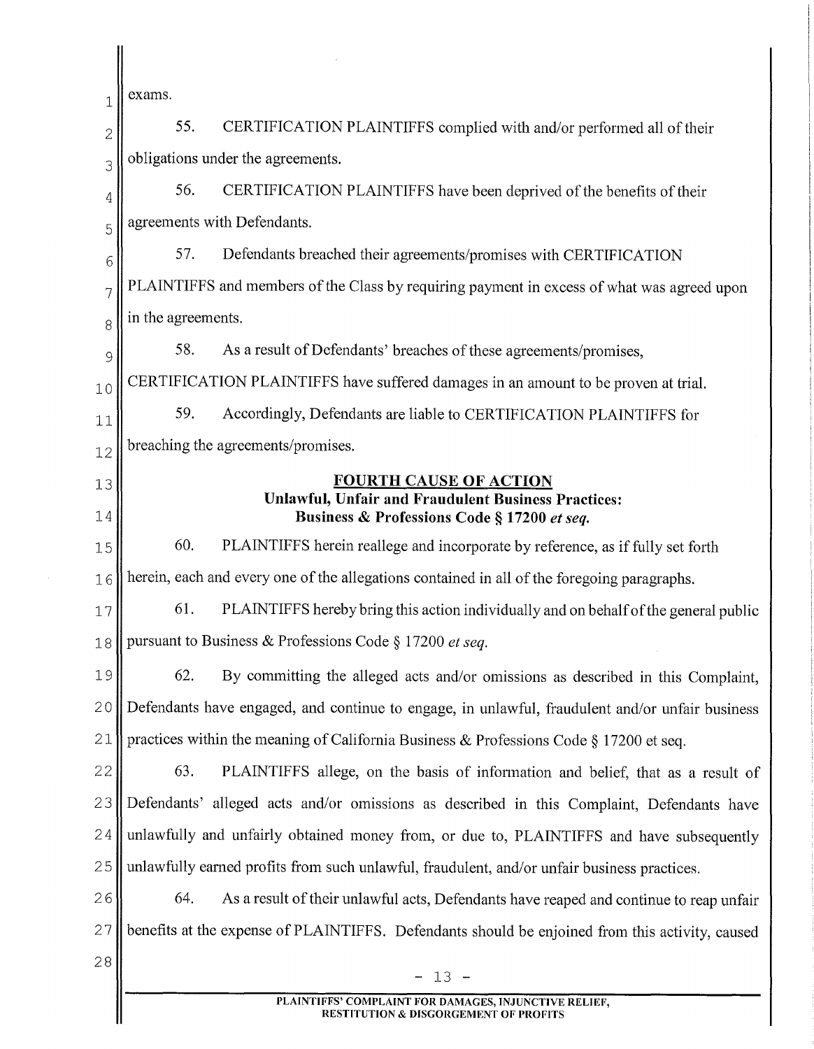exams.

55. CERTIFICATION PLAINTIFFS complied with and/or performed all of their obligations under the agreements.

56. CERTIFICATION PLAINTIFFS have been deprived of the benefits of their agreements with Defendants.

57. Defendants breached their agreements/promises with CERTIFICATION PLAINTIFFS and members of the Class by requiring payment in excess of what was agreed upon in the agreements.

58. As a result of Defendants' breaches of these agreements/promises, CERTIFICATION PLAINTIFFS have suffered damages in an amount to be proven at trial.

59. Accordingly, Defendants are liable to CERTIFICATION PLAINTIFFS for breaching the agreements/promises.

## FOURTH CAUSE OF ACTION
### Unlawful, Unfair and Fraudulent Business Practices: Business & Professions Code § 17200 *et seq.*

60. PLAINTIFFS herein reallege and incorporate by reference, as if fully set forth herein, each and every one of the allegations contained in all of the foregoing paragraphs.

61. PLAINTIFFS hereby bring this action individually and on behalf of the general public pursuant to Business & Professions Code § 17200 *et seq.*

62. By committing the alleged acts and/or omissions as described in this Complaint, Defendants have engaged, and continue to engage, in unlawful, fraudulent and/or unfair business practices within the meaning of California Business & Professions Code § 17200 et seq.

63. PLAINTIFFS allege, on the basis of information and belief, that as a result of Defendants' alleged acts and/or omissions as described in this Complaint, Defendants have unlawfully and unfairly obtained money from, or due to, PLAINTIFFS and have subsequently unlawfully earned profits from such unlawful, fraudulent, and/or unfair business practices.

64. As a result of their unlawful acts, Defendants have reaped and continue to reap unfair benefits at the expense of PLAINTIFFS. Defendants should be enjoined from this activity, caused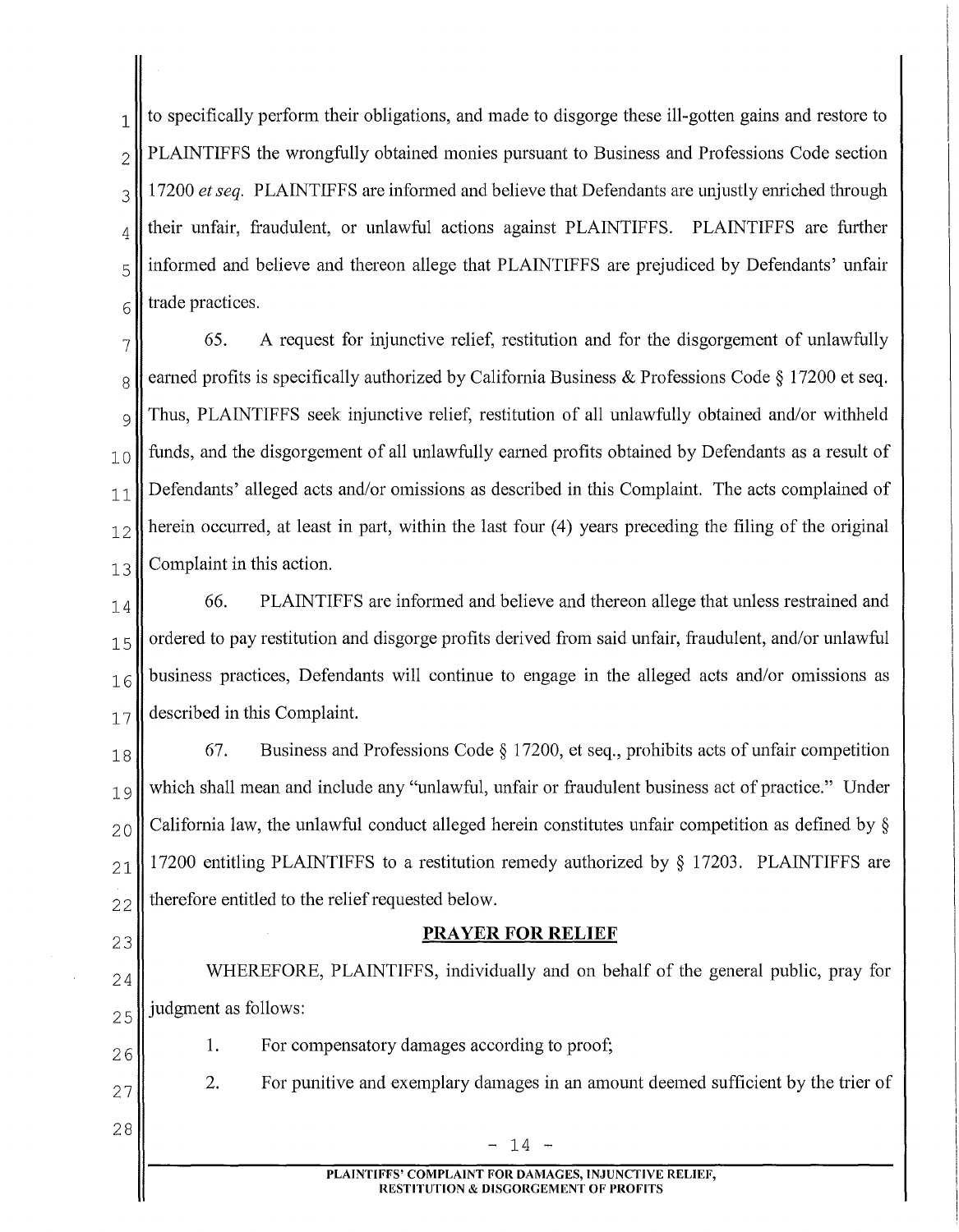to specifically perform their obligations, and made to disgorge these ill-gotten gains and restore to PLAINTIFFS the wrongfully obtained monies pursuant to Business and Professions Code section 17200 *et seq.* PLAINTIFFS are informed and believe that Defendants are unjustly enriched through their unfair, fraudulent, or unlawful actions against PLAINTIFFS. PLAINTIFFS are further informed and believe and thereon allege that PLAINTIFFS are prejudiced by Defendants' unfair trade practices.

65. A request for injunctive relief, restitution and for the disgorgement of unlawfully earned profits is specifically authorized by California Business & Professions Code § 17200 et seq. Thus, PLAINTIFFS seek injunctive relief, restitution of all unlawfully obtained and/or withheld funds, and the disgorgement of all unlawfully earned profits obtained by Defendants as a result of Defendants' alleged acts and/or omissions as described in this Complaint. The acts complained of herein occurred, at least in part, within the last four (4) years preceding the filing of the original Complaint in this action.

66. PLAINTIFFS are informed and believe and thereon allege that unless restrained and ordered to pay restitution and disgorge profits derived from said unfair, fraudulent, and/or unlawful business practices, Defendants will continue to engage in the alleged acts and/or omissions as described in this Complaint.

67. Business and Professions Code § 17200, et seq., prohibits acts of unfair competition which shall mean and include any "unlawful, unfair or fraudulent business act of practice." Under California law, the unlawful conduct alleged herein constitutes unfair competition as defined by § 17200 entitling PLAINTIFFS to a restitution remedy authorized by § 17203. PLAINTIFFS are therefore entitled to the relief requested below.

## PRAYER FOR RELIEF

WHEREFORE, PLAINTIFFS, individually and on behalf of the general public, pray for judgment as follows:

1. For compensatory damages according to proof;
2. For punitive and exemplary damages in an amount deemed sufficient by the trier of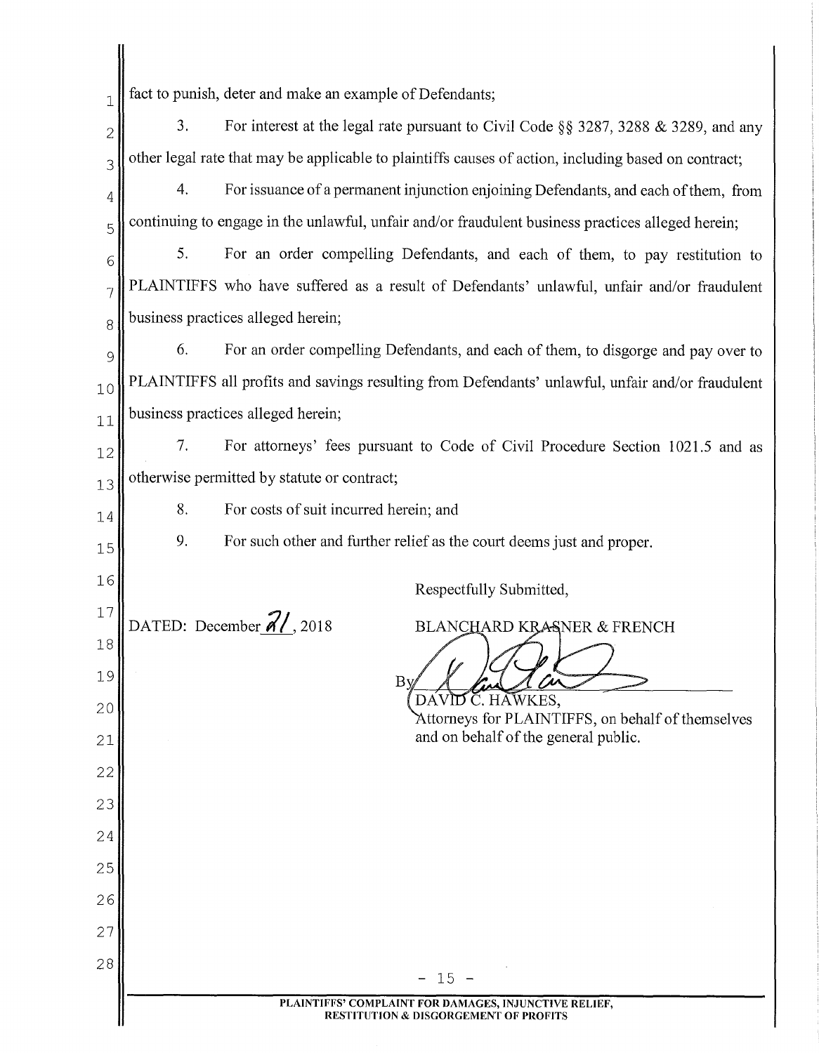fact to punish, deter and make an example of Defendants;

3. For interest at the legal rate pursuant to Civil Code §§ 3287, 3288 & 3289, and any other legal rate that may be applicable to plaintiffs causes of action, including based on contract;

4. For issuance of a permanent injunction enjoining Defendants, and each of them, from continuing to engage in the unlawful, unfair and/or fraudulent business practices alleged herein;

5. For an order compelling Defendants, and each of them, to pay restitution to PLAINTIFFS who have suffered as a result of Defendants' unlawful, unfair and/or fraudulent business practices alleged herein;

6. For an order compelling Defendants, and each of them, to disgorge and pay over to PLAINTIFFS all profits and savings resulting from Defendants' unlawful, unfair and/or fraudulent business practices alleged herein;

7. For attorneys' fees pursuant to Code of Civil Procedure Section 1021.5 and as otherwise permitted by statute or contract;

8. For costs of suit incurred herein; and

9. For such other and further relief as the court deems just and proper.

Respectfully Submitted,

DATED: December 21, 2018

BLANCHARD KRASNER & FRENCH

By ______________________
DAVID C. HAWKES,
Attorneys for PLAINTIFFS, on behalf of themselves and on behalf of the general public.

PLAINTIFFS' COMPLAINT FOR DAMAGES, INJUNCTIVE RELIEF, RESTITUTION & DISGORGEMENT OF PROFITS